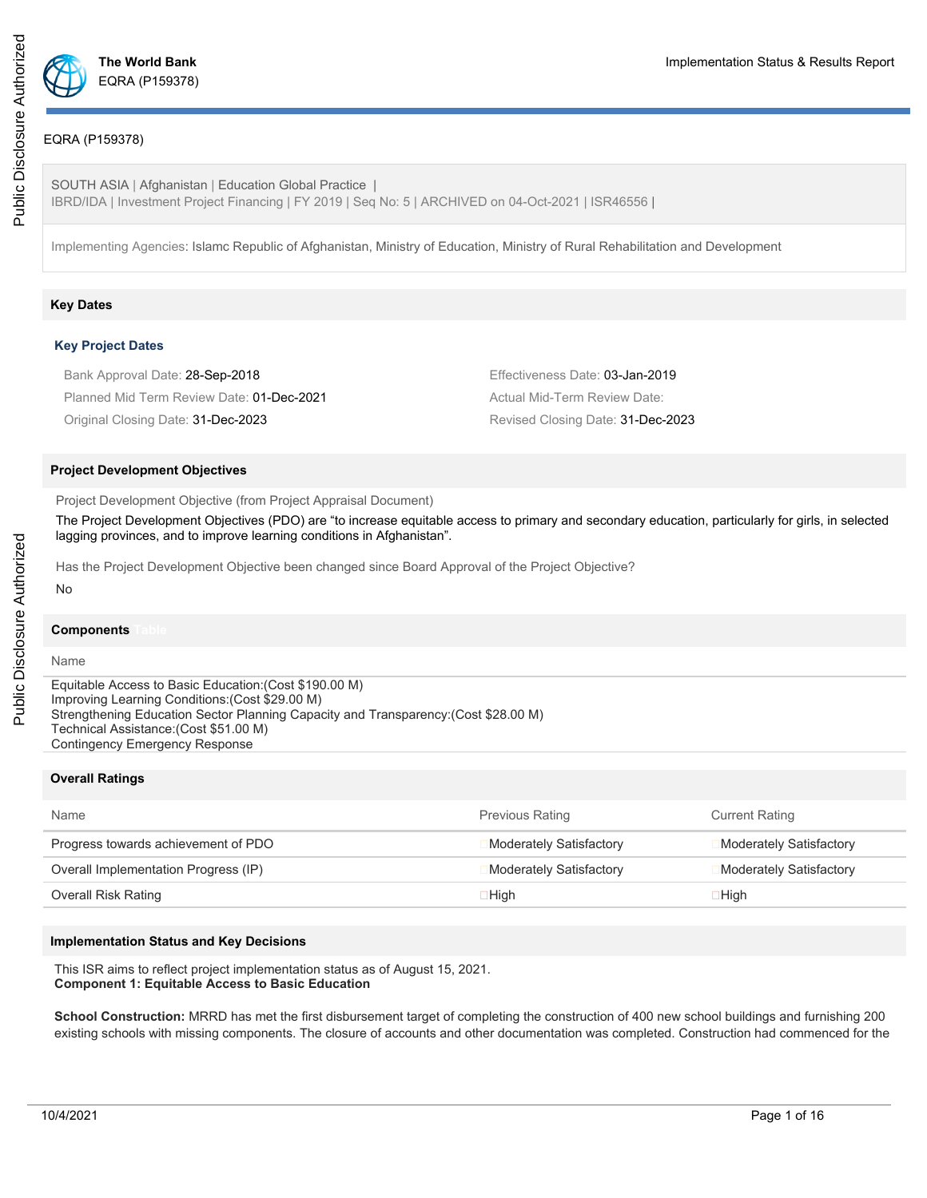# EQRA (P159378)

SOUTH ASIA | Afghanistan | Education Global Practice |
IBRD/IDA | Investment Project Financing | FY 2019 | Seq No: 5 | ARCHIVED on 04-Oct-2021 | ISR46556 |

Implementing Agencies: Islamc Republic of Afghanistan, Ministry of Education, Ministry of Rural Rehabilitation and Development

## Key Dates

### Key Project Dates

Bank Approval Date: 28-Sep-2018

Effectiveness Date: 03-Jan-2019

Planned Mid Term Review Date: 01-Dec-2021

Actual Mid-Term Review Date:

Original Closing Date: 31-Dec-2023

Revised Closing Date: 31-Dec-2023

## Project Development Objectives

Project Development Objective (from Project Appraisal Document)

The Project Development Objectives (PDO) are "to increase equitable access to primary and secondary education, particularly for girls, in selected lagging provinces, and to improve learning conditions in Afghanistan".

Has the Project Development Objective been changed since Board Approval of the Project Objective?

No

## Components

| Name |
|---|
| Equitable Access to Basic Education:(Cost $190.00 M)<br>Improving Learning Conditions:(Cost $29.00 M)<br>Strengthening Education Sector Planning Capacity and Transparency:(Cost $28.00 M)<br>Technical Assistance:(Cost $51.00 M)<br>Contingency Emergency Response |

## Overall Ratings

| Name | Previous Rating | Current Rating |
|---|---|---|
| Progress towards achievement of PDO | Moderately Satisfactory | Moderately Satisfactory |
| Overall Implementation Progress (IP) | Moderately Satisfactory | Moderately Satisfactory |
| Overall Risk Rating | High | High |

## Implementation Status and Key Decisions

This ISR aims to reflect project implementation status as of August 15, 2021.

**Component 1: Equitable Access to Basic Education**

**School Construction:** MRRD has met the first disbursement target of completing the construction of 400 new school buildings and furnishing 200 existing schools with missing components. The closure of accounts and other documentation was completed. Construction had commenced for the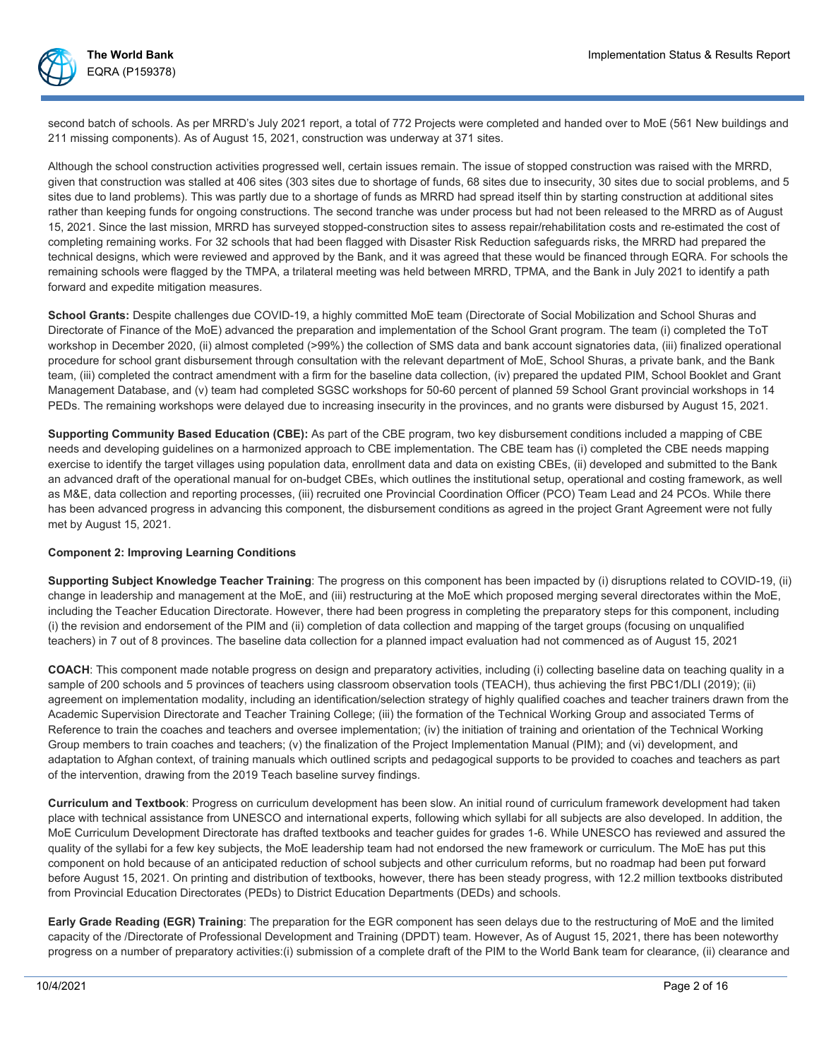second batch of schools. As per MRRD's July 2021 report, a total of 772 Projects were completed and handed over to MoE (561 New buildings and 211 missing components). As of August 15, 2021, construction was underway at 371 sites.

Although the school construction activities progressed well, certain issues remain. The issue of stopped construction was raised with the MRRD, given that construction was stalled at 406 sites (303 sites due to shortage of funds, 68 sites due to insecurity, 30 sites due to social problems, and 5 sites due to land problems). This was partly due to a shortage of funds as MRRD had spread itself thin by starting construction at additional sites rather than keeping funds for ongoing constructions. The second tranche was under process but had not been released to the MRRD as of August 15, 2021. Since the last mission, MRRD has surveyed stopped-construction sites to assess repair/rehabilitation costs and re-estimated the cost of completing remaining works. For 32 schools that had been flagged with Disaster Risk Reduction safeguards risks, the MRRD had prepared the technical designs, which were reviewed and approved by the Bank, and it was agreed that these would be financed through EQRA. For schools the remaining schools were flagged by the TMPA, a trilateral meeting was held between MRRD, TPMA, and the Bank in July 2021 to identify a path forward and expedite mitigation measures.

**School Grants:** Despite challenges due COVID-19, a highly committed MoE team (Directorate of Social Mobilization and School Shuras and Directorate of Finance of the MoE) advanced the preparation and implementation of the School Grant program. The team (i) completed the ToT workshop in December 2020, (ii) almost completed (>99%) the collection of SMS data and bank account signatories data, (iii) finalized operational procedure for school grant disbursement through consultation with the relevant department of MoE, School Shuras, a private bank, and the Bank team, (iii) completed the contract amendment with a firm for the baseline data collection, (iv) prepared the updated PIM, School Booklet and Grant Management Database, and (v) team had completed SGSC workshops for 50-60 percent of planned 59 School Grant provincial workshops in 14 PEDs. The remaining workshops were delayed due to increasing insecurity in the provinces, and no grants were disbursed by August 15, 2021.

**Supporting Community Based Education (CBE):** As part of the CBE program, two key disbursement conditions included a mapping of CBE needs and developing guidelines on a harmonized approach to CBE implementation. The CBE team has (i) completed the CBE needs mapping exercise to identify the target villages using population data, enrollment data and data on existing CBEs, (ii) developed and submitted to the Bank an advanced draft of the operational manual for on-budget CBEs, which outlines the institutional setup, operational and costing framework, as well as M&E, data collection and reporting processes, (iii) recruited one Provincial Coordination Officer (PCO) Team Lead and 24 PCOs. While there has been advanced progress in advancing this component, the disbursement conditions as agreed in the project Grant Agreement were not fully met by August 15, 2021.

**Component 2: Improving Learning Conditions**

**Supporting Subject Knowledge Teacher Training**: The progress on this component has been impacted by (i) disruptions related to COVID-19, (ii) change in leadership and management at the MoE, and (iii) restructuring at the MoE which proposed merging several directorates within the MoE, including the Teacher Education Directorate. However, there had been progress in completing the preparatory steps for this component, including (i) the revision and endorsement of the PIM and (ii) completion of data collection and mapping of the target groups (focusing on unqualified teachers) in 7 out of 8 provinces. The baseline data collection for a planned impact evaluation had not commenced as of August 15, 2021

**COACH**: This component made notable progress on design and preparatory activities, including (i) collecting baseline data on teaching quality in a sample of 200 schools and 5 provinces of teachers using classroom observation tools (TEACH), thus achieving the first PBC1/DLI (2019); (ii) agreement on implementation modality, including an identification/selection strategy of highly qualified coaches and teacher trainers drawn from the Academic Supervision Directorate and Teacher Training College; (iii) the formation of the Technical Working Group and associated Terms of Reference to train the coaches and teachers and oversee implementation; (iv) the initiation of training and orientation of the Technical Working Group members to train coaches and teachers; (v) the finalization of the Project Implementation Manual (PIM); and (vi) development, and adaptation to Afghan context, of training manuals which outlined scripts and pedagogical supports to be provided to coaches and teachers as part of the intervention, drawing from the 2019 Teach baseline survey findings.

**Curriculum and Textbook**: Progress on curriculum development has been slow. An initial round of curriculum framework development had taken place with technical assistance from UNESCO and international experts, following which syllabi for all subjects are also developed. In addition, the MoE Curriculum Development Directorate has drafted textbooks and teacher guides for grades 1-6. While UNESCO has reviewed and assured the quality of the syllabi for a few key subjects, the MoE leadership team had not endorsed the new framework or curriculum. The MoE has put this component on hold because of an anticipated reduction of school subjects and other curriculum reforms, but no roadmap had been put forward before August 15, 2021. On printing and distribution of textbooks, however, there has been steady progress, with 12.2 million textbooks distributed from Provincial Education Directorates (PEDs) to District Education Departments (DEDs) and schools.

**Early Grade Reading (EGR) Training**: The preparation for the EGR component has seen delays due to the restructuring of MoE and the limited capacity of the /Directorate of Professional Development and Training (DPDT) team. However, As of August 15, 2021, there has been noteworthy progress on a number of preparatory activities:(i) submission of a complete draft of the PIM to the World Bank team for clearance, (ii) clearance and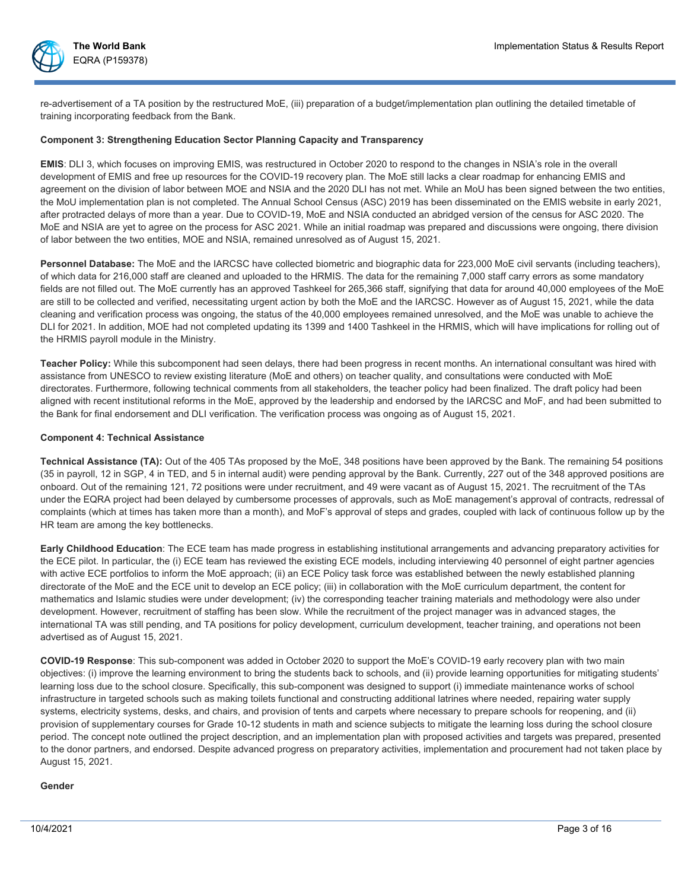re-advertisement of a TA position by the restructured MoE, (iii) preparation of a budget/implementation plan outlining the detailed timetable of training incorporating feedback from the Bank.

**Component 3: Strengthening Education Sector Planning Capacity and Transparency**

**EMIS**: DLI 3, which focuses on improving EMIS, was restructured in October 2020 to respond to the changes in NSIA's role in the overall development of EMIS and free up resources for the COVID-19 recovery plan. The MoE still lacks a clear roadmap for enhancing EMIS and agreement on the division of labor between MOE and NSIA and the 2020 DLI has not met. While an MoU has been signed between the two entities, the MoU implementation plan is not completed. The Annual School Census (ASC) 2019 has been disseminated on the EMIS website in early 2021, after protracted delays of more than a year. Due to COVID-19, MoE and NSIA conducted an abridged version of the census for ASC 2020. The MoE and NSIA are yet to agree on the process for ASC 2021. While an initial roadmap was prepared and discussions were ongoing, there division of labor between the two entities, MOE and NSIA, remained unresolved as of August 15, 2021.

**Personnel Database:** The MoE and the IARCSC have collected biometric and biographic data for 223,000 MoE civil servants (including teachers), of which data for 216,000 staff are cleaned and uploaded to the HRMIS. The data for the remaining 7,000 staff carry errors as some mandatory fields are not filled out. The MoE currently has an approved Tashkeel for 265,366 staff, signifying that data for around 40,000 employees of the MoE are still to be collected and verified, necessitating urgent action by both the MoE and the IARCSC. However as of August 15, 2021, while the data cleaning and verification process was ongoing, the status of the 40,000 employees remained unresolved, and the MoE was unable to achieve the DLI for 2021. In addition, MOE had not completed updating its 1399 and 1400 Tashkeel in the HRMIS, which will have implications for rolling out of the HRMIS payroll module in the Ministry.

**Teacher Policy:** While this subcomponent had seen delays, there had been progress in recent months. An international consultant was hired with assistance from UNESCO to review existing literature (MoE and others) on teacher quality, and consultations were conducted with MoE directorates. Furthermore, following technical comments from all stakeholders, the teacher policy had been finalized. The draft policy had been aligned with recent institutional reforms in the MoE, approved by the leadership and endorsed by the IARCSC and MoF, and had been submitted to the Bank for final endorsement and DLI verification. The verification process was ongoing as of August 15, 2021.

**Component 4: Technical Assistance**

**Technical Assistance (TA):** Out of the 405 TAs proposed by the MoE, 348 positions have been approved by the Bank. The remaining 54 positions (35 in payroll, 12 in SGP, 4 in TED, and 5 in internal audit) were pending approval by the Bank. Currently, 227 out of the 348 approved positions are onboard. Out of the remaining 121, 72 positions were under recruitment, and 49 were vacant as of August 15, 2021. The recruitment of the TAs under the EQRA project had been delayed by cumbersome processes of approvals, such as MoE management's approval of contracts, redressal of complaints (which at times has taken more than a month), and MoF's approval of steps and grades, coupled with lack of continuous follow up by the HR team are among the key bottlenecks.

**Early Childhood Education**: The ECE team has made progress in establishing institutional arrangements and advancing preparatory activities for the ECE pilot. In particular, the (i) ECE team has reviewed the existing ECE models, including interviewing 40 personnel of eight partner agencies with active ECE portfolios to inform the MoE approach; (ii) an ECE Policy task force was established between the newly established planning directorate of the MoE and the ECE unit to develop an ECE policy; (iii) in collaboration with the MoE curriculum department, the content for mathematics and Islamic studies were under development; (iv) the corresponding teacher training materials and methodology were also under development. However, recruitment of staffing has been slow. While the recruitment of the project manager was in advanced stages, the international TA was still pending, and TA positions for policy development, curriculum development, teacher training, and operations not been advertised as of August 15, 2021.

**COVID-19 Response**: This sub-component was added in October 2020 to support the MoE's COVID-19 early recovery plan with two main objectives: (i) improve the learning environment to bring the students back to schools, and (ii) provide learning opportunities for mitigating students' learning loss due to the school closure. Specifically, this sub-component was designed to support (i) immediate maintenance works of school infrastructure in targeted schools such as making toilets functional and constructing additional latrines where needed, repairing water supply systems, electricity systems, desks, and chairs, and provision of tents and carpets where necessary to prepare schools for reopening, and (ii) provision of supplementary courses for Grade 10-12 students in math and science subjects to mitigate the learning loss during the school closure period. The concept note outlined the project description, and an implementation plan with proposed activities and targets was prepared, presented to the donor partners, and endorsed. Despite advanced progress on preparatory activities, implementation and procurement had not taken place by August 15, 2021.

**Gender**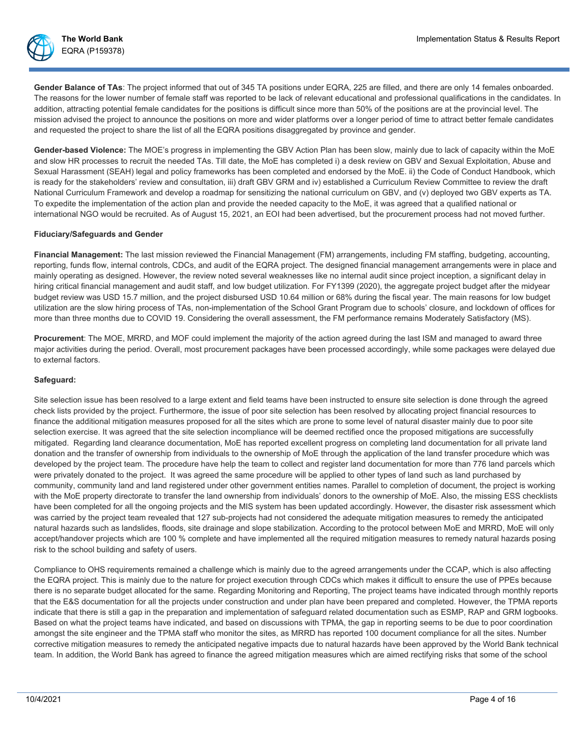**Gender Balance of TAs**: The project informed that out of 345 TA positions under EQRA, 225 are filled, and there are only 14 females onboarded. The reasons for the lower number of female staff was reported to be lack of relevant educational and professional qualifications in the candidates. In addition, attracting potential female candidates for the positions is difficult since more than 50% of the positions are at the provincial level. The mission advised the project to announce the positions on more and wider platforms over a longer period of time to attract better female candidates and requested the project to share the list of all the EQRA positions disaggregated by province and gender.

**Gender-based Violence:** The MOE's progress in implementing the GBV Action Plan has been slow, mainly due to lack of capacity within the MoE and slow HR processes to recruit the needed TAs. Till date, the MoE has completed i) a desk review on GBV and Sexual Exploitation, Abuse and Sexual Harassment (SEAH) legal and policy frameworks has been completed and endorsed by the MoE. ii) the Code of Conduct Handbook, which is ready for the stakeholders' review and consultation, iii) draft GBV GRM and iv) established a Curriculum Review Committee to review the draft National Curriculum Framework and develop a roadmap for sensitizing the national curriculum on GBV, and (v) deployed two GBV experts as TA. To expedite the implementation of the action plan and provide the needed capacity to the MoE, it was agreed that a qualified national or international NGO would be recruited. As of August 15, 2021, an EOI had been advertised, but the procurement process had not moved further.

### Fiduciary/Safeguards and Gender

**Financial Management:** The last mission reviewed the Financial Management (FM) arrangements, including FM staffing, budgeting, accounting, reporting, funds flow, internal controls, CDCs, and audit of the EQRA project. The designed financial management arrangements were in place and mainly operating as designed. However, the review noted several weaknesses like no internal audit since project inception, a significant delay in hiring critical financial management and audit staff, and low budget utilization. For FY1399 (2020), the aggregate project budget after the midyear budget review was USD 15.7 million, and the project disbursed USD 10.64 million or 68% during the fiscal year. The main reasons for low budget utilization are the slow hiring process of TAs, non-implementation of the School Grant Program due to schools' closure, and lockdown of offices for more than three months due to COVID 19. Considering the overall assessment, the FM performance remains Moderately Satisfactory (MS).

**Procurement**: The MOE, MRRD, and MOF could implement the majority of the action agreed during the last ISM and managed to award three major activities during the period. Overall, most procurement packages have been processed accordingly, while some packages were delayed due to external factors.

**Safeguard:**

Site selection issue has been resolved to a large extent and field teams have been instructed to ensure site selection is done through the agreed check lists provided by the project. Furthermore, the issue of poor site selection has been resolved by allocating project financial resources to finance the additional mitigation measures proposed for all the sites which are prone to some level of natural disaster mainly due to poor site selection exercise. It was agreed that the site selection incompliance will be deemed rectified once the proposed mitigations are successfully mitigated. Regarding land clearance documentation, MoE has reported excellent progress on completing land documentation for all private land donation and the transfer of ownership from individuals to the ownership of MoE through the application of the land transfer procedure which was developed by the project team. The procedure have help the team to collect and register land documentation for more than 776 land parcels which were privately donated to the project. It was agreed the same procedure will be applied to other types of land such as land purchased by community, community land and land registered under other government entities names. Parallel to completion of document, the project is working with the MoE property directorate to transfer the land ownership from individuals' donors to the ownership of MoE. Also, the missing ESS checklists have been completed for all the ongoing projects and the MIS system has been updated accordingly. However, the disaster risk assessment which was carried by the project team revealed that 127 sub-projects had not considered the adequate mitigation measures to remedy the anticipated natural hazards such as landslides, floods, site drainage and slope stabilization. According to the protocol between MoE and MRRD, MoE will only accept/handover projects which are 100 % complete and have implemented all the required mitigation measures to remedy natural hazards posing risk to the school building and safety of users.

Compliance to OHS requirements remained a challenge which is mainly due to the agreed arrangements under the CCAP, which is also affecting the EQRA project. This is mainly due to the nature for project execution through CDCs which makes it difficult to ensure the use of PPEs because there is no separate budget allocated for the same. Regarding Monitoring and Reporting, The project teams have indicated through monthly reports that the E&S documentation for all the projects under construction and under plan have been prepared and completed. However, the TPMA reports indicate that there is still a gap in the preparation and implementation of safeguard related documentation such as ESMP, RAP and GRM logbooks. Based on what the project teams have indicated, and based on discussions with TPMA, the gap in reporting seems to be due to poor coordination amongst the site engineer and the TPMA staff who monitor the sites, as MRRD has reported 100 document compliance for all the sites. Number corrective mitigation measures to remedy the anticipated negative impacts due to natural hazards have been approved by the World Bank technical team. In addition, the World Bank has agreed to finance the agreed mitigation measures which are aimed rectifying risks that some of the school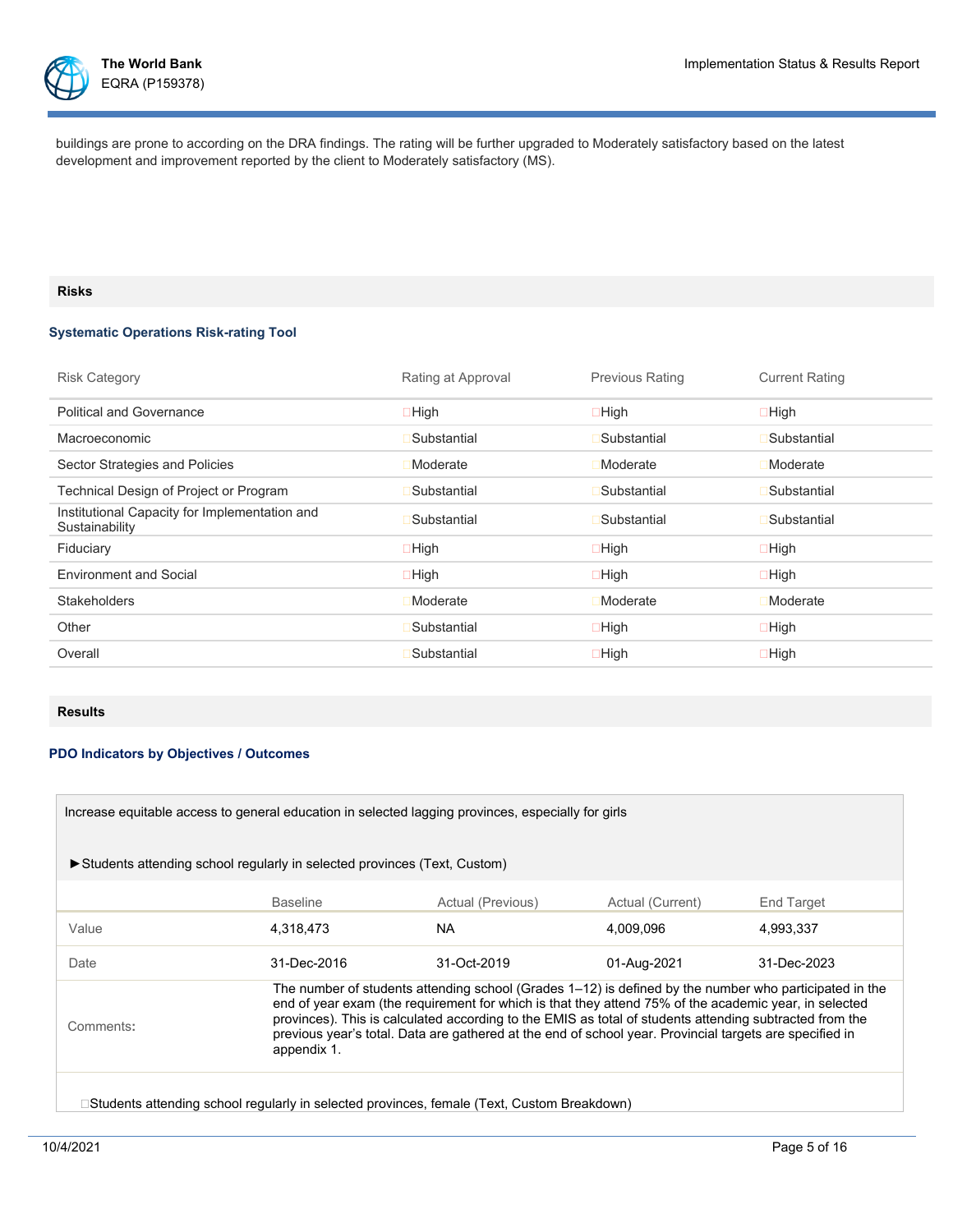buildings are prone to according on the DRA findings. The rating will be further upgraded to Moderately satisfactory based on the latest development and improvement reported by the client to Moderately satisfactory (MS).

## Risks

### Systematic Operations Risk-rating Tool

| Risk Category | Rating at Approval | Previous Rating | Current Rating |
|---|---|---|---|
| Political and Governance | High | High | High |
| Macroeconomic | Substantial | Substantial | Substantial |
| Sector Strategies and Policies | Moderate | Moderate | Moderate |
| Technical Design of Project or Program | Substantial | Substantial | Substantial |
| Institutional Capacity for Implementation and Sustainability | Substantial | Substantial | Substantial |
| Fiduciary | High | High | High |
| Environment and Social | High | High | High |
| Stakeholders | Moderate | Moderate | Moderate |
| Other | Substantial | High | High |
| Overall | Substantial | High | High |

## Results

### PDO Indicators by Objectives / Outcomes

Increase equitable access to general education in selected lagging provinces, especially for girls

►Students attending school regularly in selected provinces (Text, Custom)

| | Baseline | Actual (Previous) | Actual (Current) | End Target |
|---|---|---|---|---|
| Value | 4,318,473 | NA | 4,009,096 | 4,993,337 |
| Date | 31-Dec-2016 | 31-Oct-2019 | 01-Aug-2021 | 31-Dec-2023 |
| Comments: | The number of students attending school (Grades 1–12) is defined by the number who participated in the end of year exam (the requirement for which is that they attend 75% of the academic year, in selected provinces). This is calculated according to the EMIS as total of students attending subtracted from the previous year's total. Data are gathered at the end of school year. Provincial targets are specified in appendix 1. | | | |

Students attending school regularly in selected provinces, female (Text, Custom Breakdown)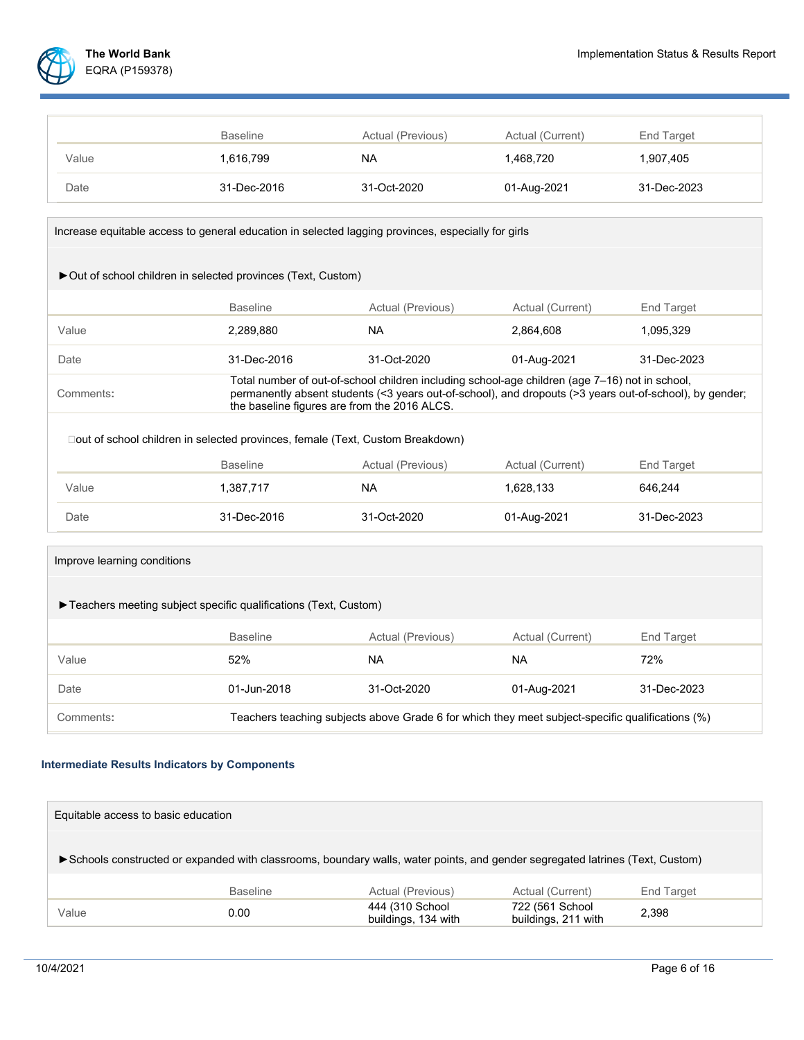| | Baseline | Actual (Previous) | Actual (Current) | End Target |
|---|---|---|---|---|
| Value | 1,616,799 | NA | 1,468,720 | 1,907,405 |
| Date | 31-Dec-2016 | 31-Oct-2020 | 01-Aug-2021 | 31-Dec-2023 |

Increase equitable access to general education in selected lagging provinces, especially for girls

►Out of school children in selected provinces (Text, Custom)

| | Baseline | Actual (Previous) | Actual (Current) | End Target |
|---|---|---|---|---|
| Value | 2,289,880 | NA | 2,864,608 | 1,095,329 |
| Date | 31-Dec-2016 | 31-Oct-2020 | 01-Aug-2021 | 31-Dec-2023 |
| Comments: | Total number of out-of-school children including school-age children (age 7–16) not in school, permanently absent students (<3 years out-of-school), and dropouts (>3 years out-of-school), by gender; the baseline figures are from the 2016 ALCS. | | | |

out of school children in selected provinces, female (Text, Custom Breakdown)

| | Baseline | Actual (Previous) | Actual (Current) | End Target |
|---|---|---|---|---|
| Value | 1,387,717 | NA | 1,628,133 | 646,244 |
| Date | 31-Dec-2016 | 31-Oct-2020 | 01-Aug-2021 | 31-Dec-2023 |

Improve learning conditions

►Teachers meeting subject specific qualifications (Text, Custom)

| | Baseline | Actual (Previous) | Actual (Current) | End Target |
|---|---|---|---|---|
| Value | 52% | NA | NA | 72% |
| Date | 01-Jun-2018 | 31-Oct-2020 | 01-Aug-2021 | 31-Dec-2023 |
| Comments: | Teachers teaching subjects above Grade 6 for which they meet subject-specific qualifications (%) | | | |

### Intermediate Results Indicators by Components

Equitable access to basic education

►Schools constructed or expanded with classrooms, boundary walls, water points, and gender segregated latrines (Text, Custom)

| | Baseline | Actual (Previous) | Actual (Current) | End Target |
|---|---|---|---|---|
| Value | 0.00 | 444 (310 School buildings, 134 with | 722 (561 School buildings, 211 with | 2,398 |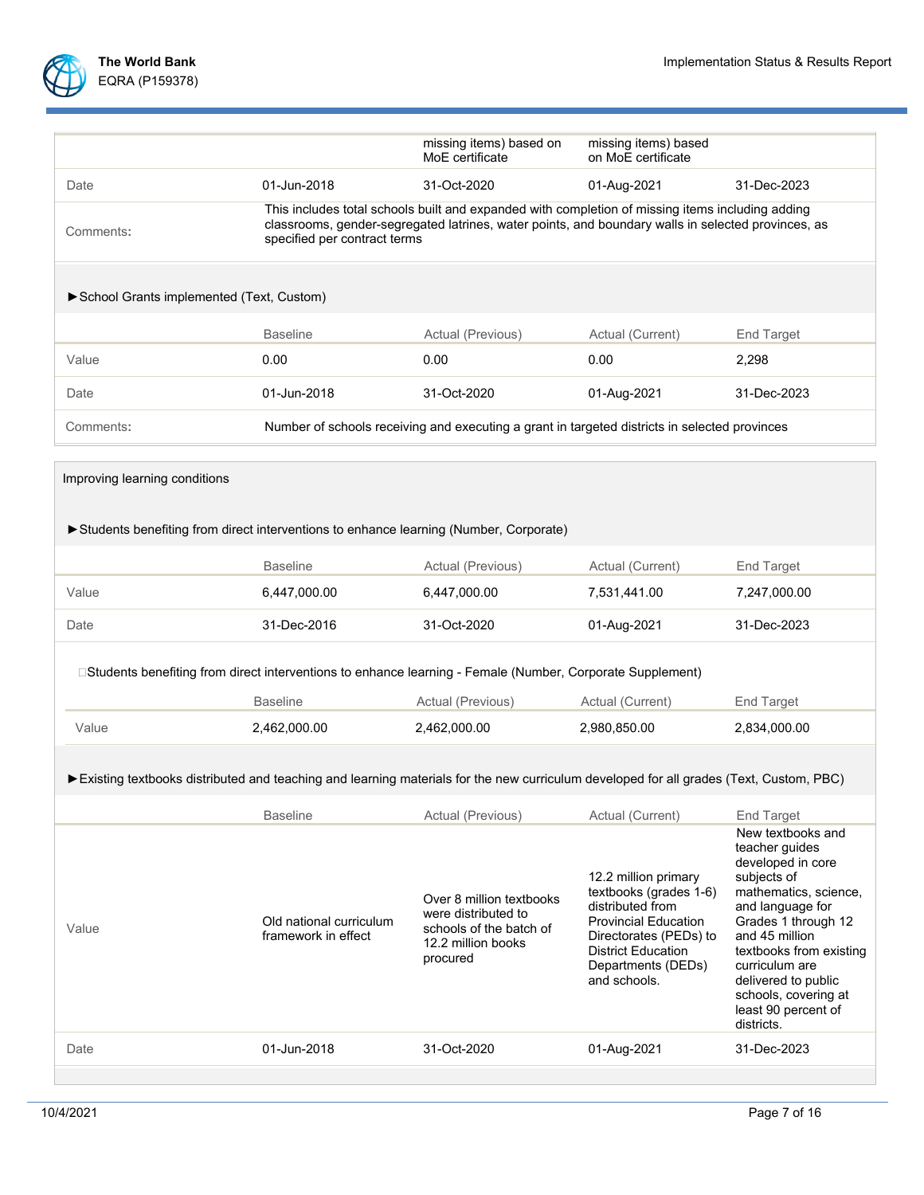| | | missing items) based on MoE certificate | missing items) based on MoE certificate | |
|---|---|---|---|---|
| Date | 01-Jun-2018 | 31-Oct-2020 | 01-Aug-2021 | 31-Dec-2023 |
| Comments: | This includes total schools built and expanded with completion of missing items including adding classrooms, gender-segregated latrines, water points, and boundary walls in selected provinces, as specified per contract terms | | | |

►School Grants implemented (Text, Custom)

| | Baseline | Actual (Previous) | Actual (Current) | End Target |
|---|---|---|---|---|
| Value | 0.00 | 0.00 | 0.00 | 2,298 |
| Date | 01-Jun-2018 | 31-Oct-2020 | 01-Aug-2021 | 31-Dec-2023 |
| Comments: | Number of schools receiving and executing a grant in targeted districts in selected provinces | | | |

Improving learning conditions

►Students benefiting from direct interventions to enhance learning (Number, Corporate)

| | Baseline | Actual (Previous) | Actual (Current) | End Target |
|---|---|---|---|---|
| Value | 6,447,000.00 | 6,447,000.00 | 7,531,441.00 | 7,247,000.00 |
| Date | 31-Dec-2016 | 31-Oct-2020 | 01-Aug-2021 | 31-Dec-2023 |

Students benefiting from direct interventions to enhance learning - Female (Number, Corporate Supplement)

| | Baseline | Actual (Previous) | Actual (Current) | End Target |
|---|---|---|---|---|
| Value | 2,462,000.00 | 2,462,000.00 | 2,980,850.00 | 2,834,000.00 |

►Existing textbooks distributed and teaching and learning materials for the new curriculum developed for all grades (Text, Custom, PBC)

| | Baseline | Actual (Previous) | Actual (Current) | End Target |
|---|---|---|---|---|
| Value | Old national curriculum framework in effect | Over 8 million textbooks were distributed to schools of the batch of 12.2 million books procured | 12.2 million primary textbooks (grades 1-6) distributed from Provincial Education Directorates (PEDs) to District Education Departments (DEDs) and schools. | New textbooks and teacher guides developed in core subjects of mathematics, science, and language for Grades 1 through 12 and 45 million textbooks from existing curriculum are delivered to public schools, covering at least 90 percent of districts. |
| Date | 01-Jun-2018 | 31-Oct-2020 | 01-Aug-2021 | 31-Dec-2023 |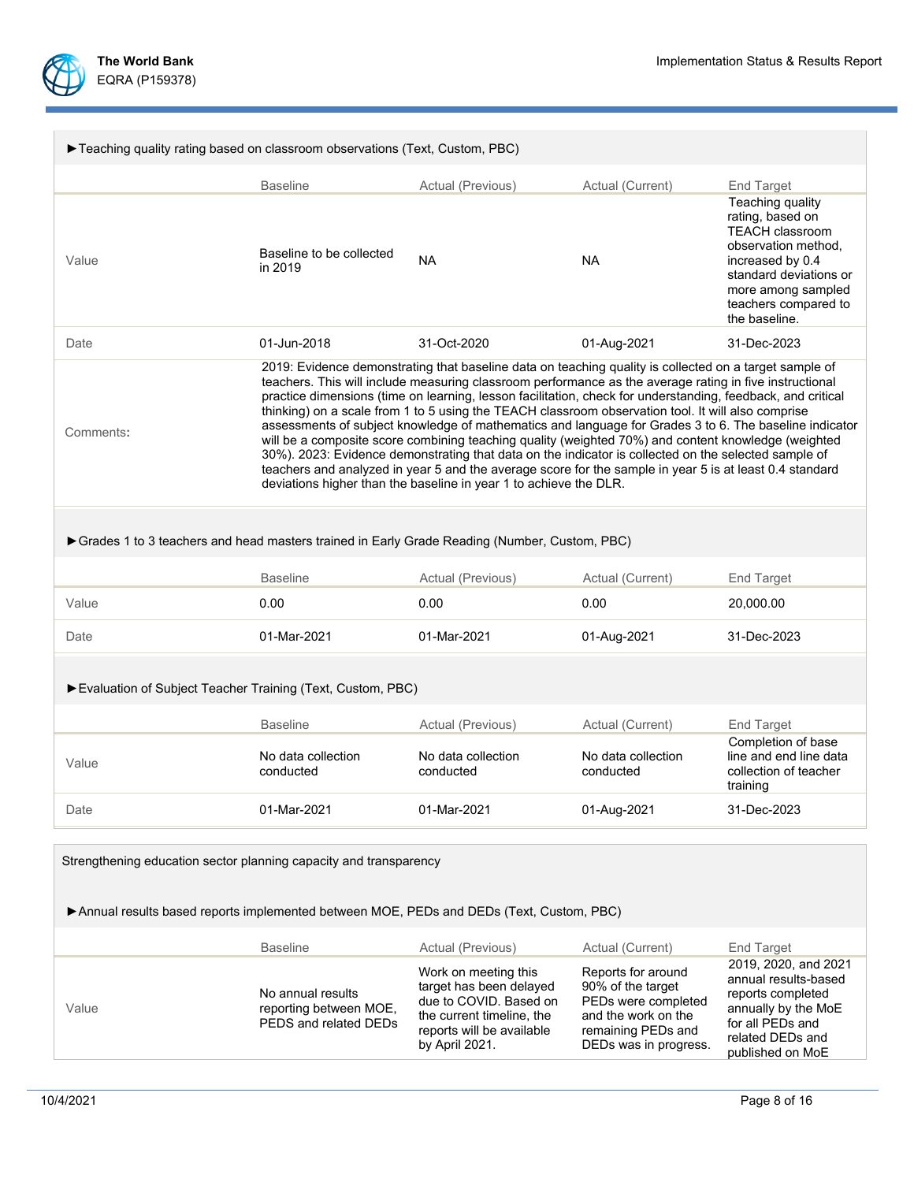►Teaching quality rating based on classroom observations (Text, Custom, PBC)

| | Baseline | Actual (Previous) | Actual (Current) | End Target |
|---|---|---|---|---|
| Value | Baseline to be collected in 2019 | NA | NA | Teaching quality rating, based on TEACH classroom observation method, increased by 0.4 standard deviations or more among sampled teachers compared to the baseline. |
| Date | 01-Jun-2018 | 31-Oct-2020 | 01-Aug-2021 | 31-Dec-2023 |
| Comments: | 2019: Evidence demonstrating that baseline data on teaching quality is collected on a target sample of teachers. This will include measuring classroom performance as the average rating in five instructional practice dimensions (time on learning, lesson facilitation, check for understanding, feedback, and critical thinking) on a scale from 1 to 5 using the TEACH classroom observation tool. It will also comprise assessments of subject knowledge of mathematics and language for Grades 3 to 6. The baseline indicator will be a composite score combining teaching quality (weighted 70%) and content knowledge (weighted 30%). 2023: Evidence demonstrating that data on the indicator is collected on the selected sample of teachers and analyzed in year 5 and the average score for the sample in year 5 is at least 0.4 standard deviations higher than the baseline in year 1 to achieve the DLR. | | | |

►Grades 1 to 3 teachers and head masters trained in Early Grade Reading (Number, Custom, PBC)

| | Baseline | Actual (Previous) | Actual (Current) | End Target |
|---|---|---|---|---|
| Value | 0.00 | 0.00 | 0.00 | 20,000.00 |
| Date | 01-Mar-2021 | 01-Mar-2021 | 01-Aug-2021 | 31-Dec-2023 |

►Evaluation of Subject Teacher Training (Text, Custom, PBC)

| | Baseline | Actual (Previous) | Actual (Current) | End Target |
|---|---|---|---|---|
| Value | No data collection conducted | No data collection conducted | No data collection conducted | Completion of base line and end line data collection of teacher training |
| Date | 01-Mar-2021 | 01-Mar-2021 | 01-Aug-2021 | 31-Dec-2023 |

Strengthening education sector planning capacity and transparency

►Annual results based reports implemented between MOE, PEDs and DEDs (Text, Custom, PBC)

| | Baseline | Actual (Previous) | Actual (Current) | End Target |
|---|---|---|---|---|
| Value | No annual results reporting between MOE, PEDS and related DEDs | Work on meeting this target has been delayed due to COVID. Based on the current timeline, the reports will be available by April 2021. | Reports for around 90% of the target PEDs were completed and the work on the remaining PEDs and DEDs was in progress. | 2019, 2020, and 2021 annual results-based reports completed annually by the MoE for all PEDs and related DEDs and published on MoE |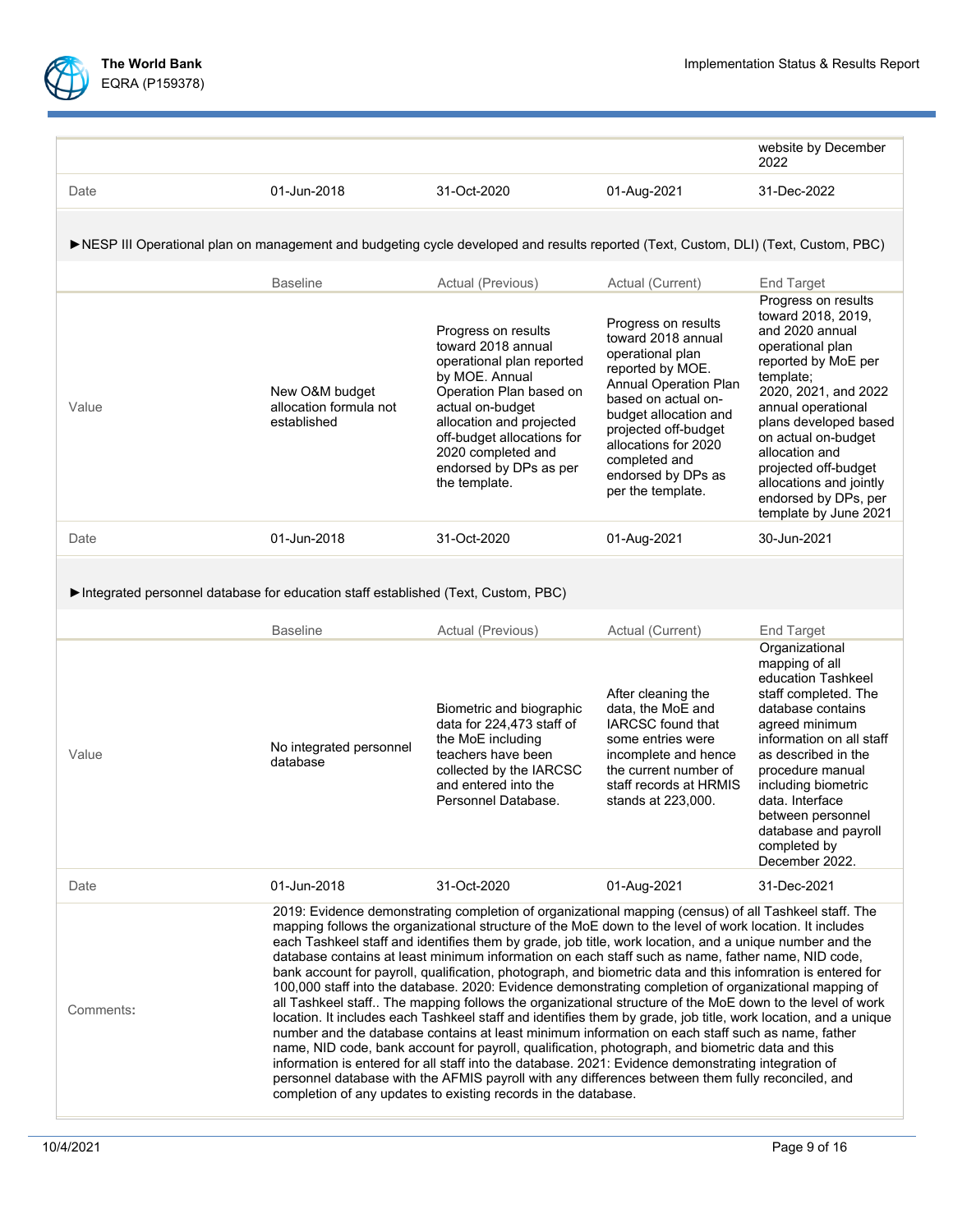| | | | | website by December 2022 |
|---|---|---|---|---|
| Date | 01-Jun-2018 | 31-Oct-2020 | 01-Aug-2021 | 31-Dec-2022 |

►NESP III Operational plan on management and budgeting cycle developed and results reported (Text, Custom, DLI) (Text, Custom, PBC)

| | Baseline | Actual (Previous) | Actual (Current) | End Target |
|---|---|---|---|---|
| Value | New O&M budget allocation formula not established | Progress on results toward 2018 annual operational plan reported by MOE. Annual Operation Plan based on actual on-budget allocation and projected off-budget allocations for 2020 completed and endorsed by DPs as per the template. | Progress on results toward 2018 annual operational plan reported by MOE. Annual Operation Plan based on actual on-budget allocation and projected off-budget allocations for 2020 completed and endorsed by DPs as per the template. | Progress on results toward 2018, 2019, and 2020 annual operational plan reported by MoE per template;<br>2020, 2021, and 2022 annual operational plans developed based on actual on-budget allocation and projected off-budget allocations and jointly endorsed by DPs, per template by June 2021 |
| Date | 01-Jun-2018 | 31-Oct-2020 | 01-Aug-2021 | 30-Jun-2021 |

►Integrated personnel database for education staff established (Text, Custom, PBC)

| | Baseline | Actual (Previous) | Actual (Current) | End Target |
|---|---|---|---|---|
| Value | No integrated personnel database | Biometric and biographic data for 224,473 staff of the MoE including teachers have been collected by the IARCSC and entered into the Personnel Database. | After cleaning the data, the MoE and IARCSC found that some entries were incomplete and hence the current number of staff records at HRMIS stands at 223,000. | Organizational mapping of all education Tashkeel staff completed. The database contains agreed minimum information on all staff as described in the procedure manual including biometric data. Interface between personnel database and payroll completed by December 2022. |
| Date | 01-Jun-2018 | 31-Oct-2020 | 01-Aug-2021 | 31-Dec-2021 |
| Comments: | 2019: Evidence demonstrating completion of organizational mapping (census) of all Tashkeel staff. The mapping follows the organizational structure of the MoE down to the level of work location. It includes each Tashkeel staff and identifies them by grade, job title, work location, and a unique number and the database contains at least minimum information on each staff such as name, father name, NID code, bank account for payroll, qualification, photograph, and biometric data and this infomration is entered for 100,000 staff into the database. 2020: Evidence demonstrating completion of organizational mapping of all Tashkeel staff.. The mapping follows the organizational structure of the MoE down to the level of work location. It includes each Tashkeel staff and identifies them by grade, job title, work location, and a unique number and the database contains at least minimum information on each staff such as name, father name, NID code, bank account for payroll, qualification, photograph, and biometric data and this information is entered for all staff into the database. 2021: Evidence demonstrating integration of personnel database with the AFMIS payroll with any differences between them fully reconciled, and completion of any updates to existing records in the database. | | | |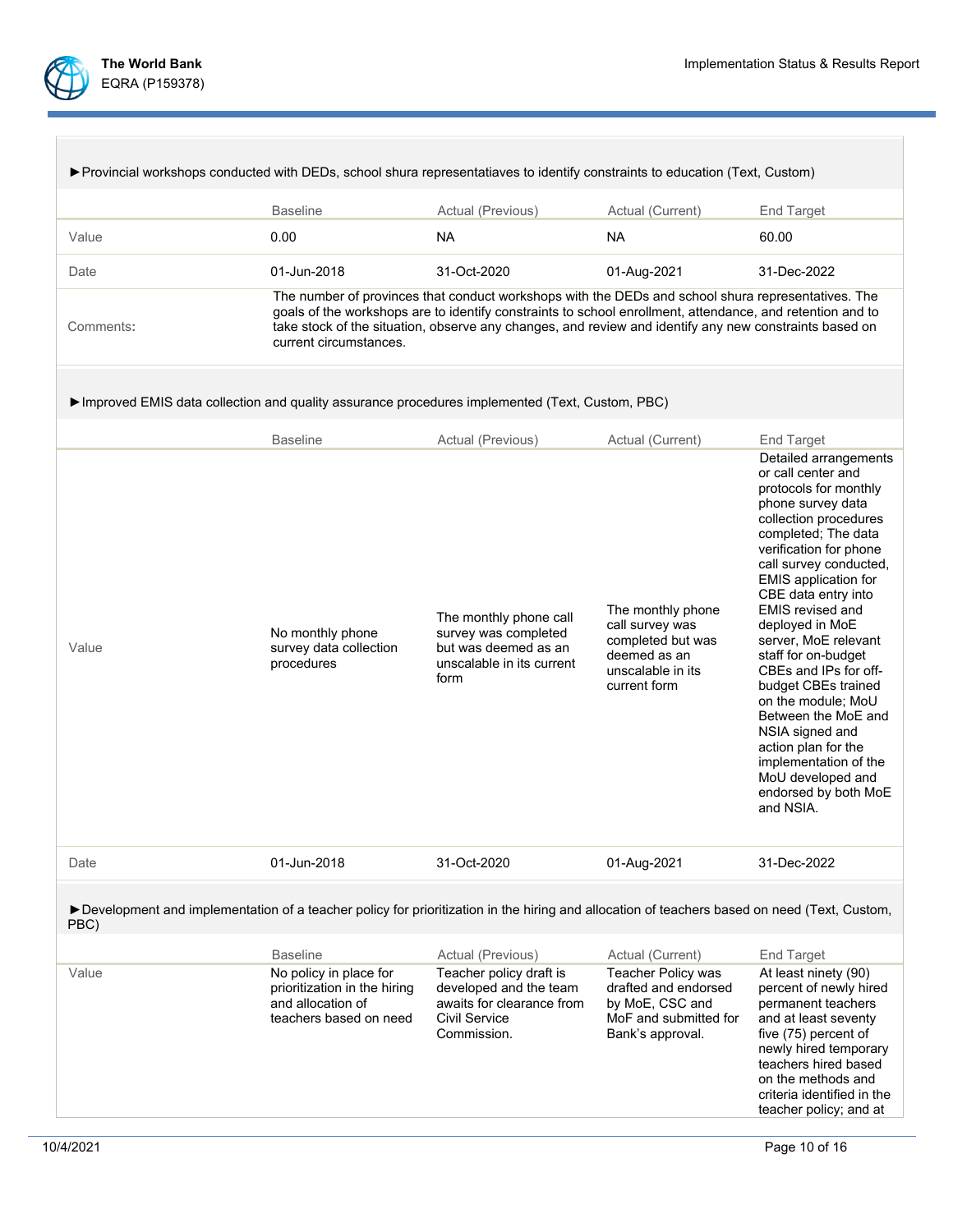►Provincial workshops conducted with DEDs, school shura representatiaves to identify constraints to education (Text, Custom)

| | Baseline | Actual (Previous) | Actual (Current) | End Target |
|---|---|---|---|---|
| Value | 0.00 | NA | NA | 60.00 |
| Date | 01-Jun-2018 | 31-Oct-2020 | 01-Aug-2021 | 31-Dec-2022 |
| Comments: | The number of provinces that conduct workshops with the DEDs and school shura representatives. The goals of the workshops are to identify constraints to school enrollment, attendance, and retention and to take stock of the situation, observe any changes, and review and identify any new constraints based on current circumstances. | | | |

►Improved EMIS data collection and quality assurance procedures implemented (Text, Custom, PBC)

| | Baseline | Actual (Previous) | Actual (Current) | End Target |
|---|---|---|---|---|
| Value | No monthly phone survey data collection procedures | The monthly phone call survey was completed but was deemed as an unscalable in its current form | The monthly phone call survey was completed but was deemed as an unscalable in its current form | Detailed arrangements or call center and protocols for monthly phone survey data collection procedures completed; The data verification for phone call survey conducted, EMIS application for CBE data entry into EMIS revised and deployed in MoE server, MoE relevant staff for on-budget CBEs and IPs for off-budget CBEs trained on the module; MoU Between the MoE and NSIA signed and action plan for the implementation of the MoU developed and endorsed by both MoE and NSIA. |
| Date | 01-Jun-2018 | 31-Oct-2020 | 01-Aug-2021 | 31-Dec-2022 |

►Development and implementation of a teacher policy for prioritization in the hiring and allocation of teachers based on need (Text, Custom, PBC)

| | Baseline | Actual (Previous) | Actual (Current) | End Target |
|---|---|---|---|---|
| Value | No policy in place for prioritization in the hiring and allocation of teachers based on need | Teacher policy draft is developed and the team awaits for clearance from Civil Service Commission. | Teacher Policy was drafted and endorsed by MoE, CSC and MoF and submitted for Bank's approval. | At least ninety (90) percent of newly hired permanent teachers and at least seventy five (75) percent of newly hired temporary teachers hired based on the methods and criteria identified in the teacher policy; and at |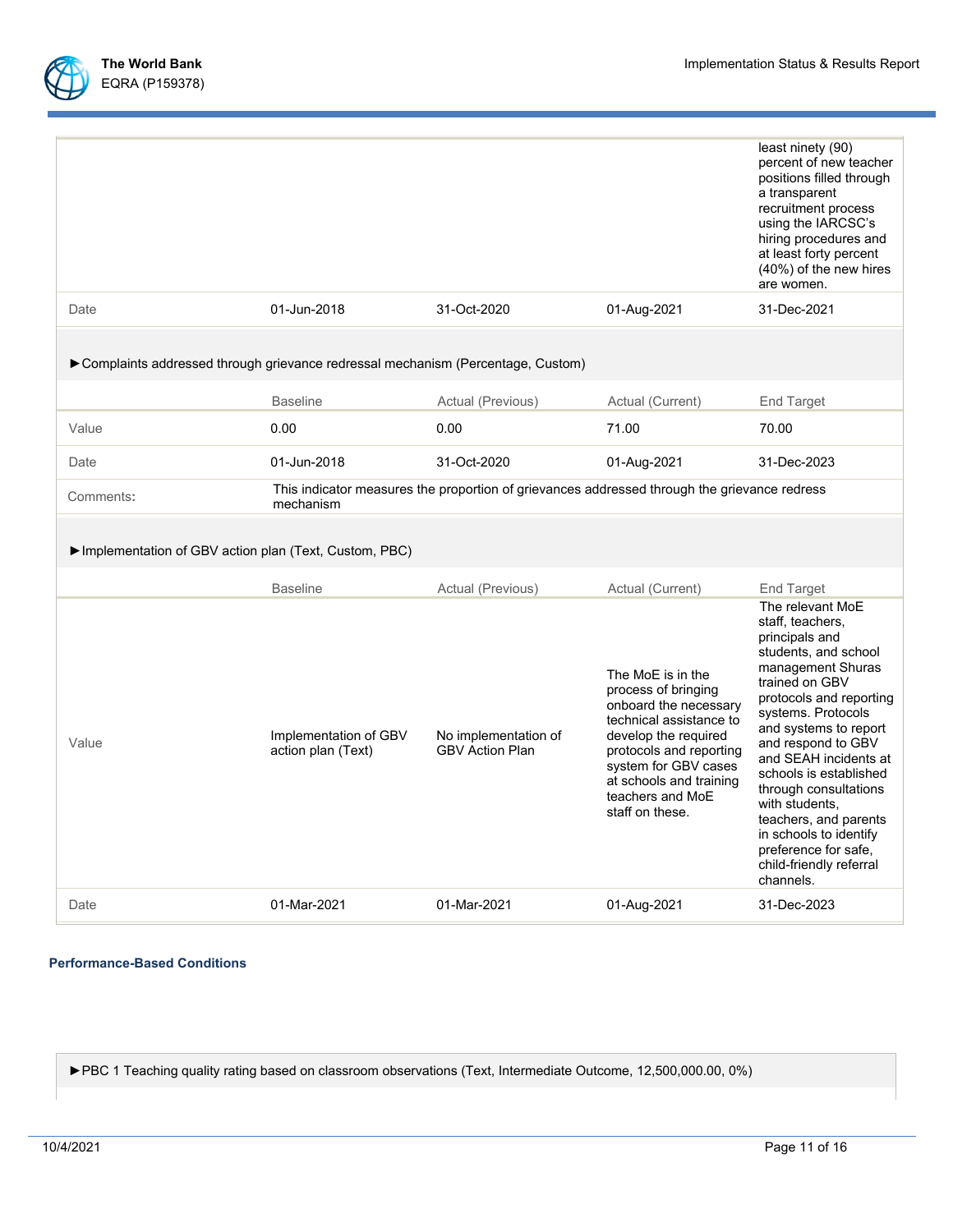| | | | | |
|---|---|---|---|---|
| | | | | least ninety (90) percent of new teacher positions filled through a transparent recruitment process using the IARCSC's hiring procedures and at least forty percent (40%) of the new hires are women. |
| Date | 01-Jun-2018 | 31-Oct-2020 | 01-Aug-2021 | 31-Dec-2021 |

►Complaints addressed through grievance redressal mechanism (Percentage, Custom)

| | Baseline | Actual (Previous) | Actual (Current) | End Target |
|---|---|---|---|---|
| Value | 0.00 | 0.00 | 71.00 | 70.00 |
| Date | 01-Jun-2018 | 31-Oct-2020 | 01-Aug-2021 | 31-Dec-2023 |
| Comments: | This indicator measures the proportion of grievances addressed through the grievance redress mechanism | | | |

►Implementation of GBV action plan (Text, Custom, PBC)

| | Baseline | Actual (Previous) | Actual (Current) | End Target |
|---|---|---|---|---|
| Value | Implementation of GBV action plan (Text) | No implementation of GBV Action Plan | The MoE is in the process of bringing onboard the necessary technical assistance to develop the required protocols and reporting system for GBV cases at schools and training teachers and MoE staff on these. | The relevant MoE staff, teachers, principals and students, and school management Shuras trained on GBV protocols and reporting systems. Protocols and systems to report and respond to GBV and SEAH incidents at schools is established through consultations with students, teachers, and parents in schools to identify preference for safe, child-friendly referral channels. |
| Date | 01-Mar-2021 | 01-Mar-2021 | 01-Aug-2021 | 31-Dec-2023 |

### Performance-Based Conditions

►PBC 1 Teaching quality rating based on classroom observations (Text, Intermediate Outcome, 12,500,000.00, 0%)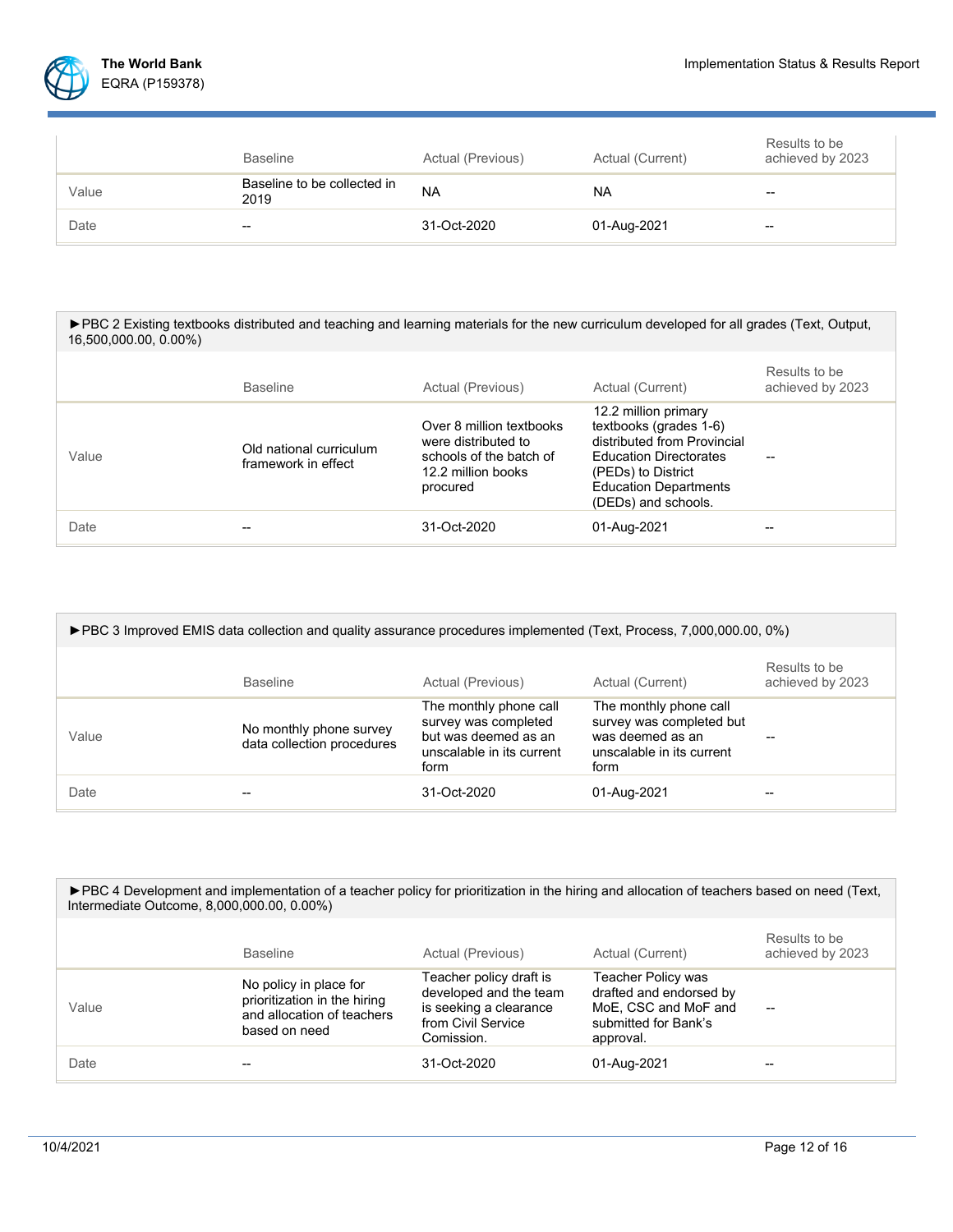| | Baseline | Actual (Previous) | Actual (Current) | Results to be achieved by 2023 |
|---|---|---|---|---|
| Value | Baseline to be collected in 2019 | NA | NA | -- |
| Date | -- | 31-Oct-2020 | 01-Aug-2021 | -- |

►PBC 2 Existing textbooks distributed and teaching and learning materials for the new curriculum developed for all grades (Text, Output, 16,500,000.00, 0.00%)

| | Baseline | Actual (Previous) | Actual (Current) | Results to be achieved by 2023 |
|---|---|---|---|---|
| Value | Old national curriculum framework in effect | Over 8 million textbooks were distributed to schools of the batch of 12.2 million books procured | 12.2 million primary textbooks (grades 1-6) distributed from Provincial Education Directorates (PEDs) to District Education Departments (DEDs) and schools. | -- |
| Date | -- | 31-Oct-2020 | 01-Aug-2021 | -- |

►PBC 3 Improved EMIS data collection and quality assurance procedures implemented (Text, Process, 7,000,000.00, 0%)

| | Baseline | Actual (Previous) | Actual (Current) | Results to be achieved by 2023 |
|---|---|---|---|---|
| Value | No monthly phone survey data collection procedures | The monthly phone call survey was completed but was deemed as an unscalable in its current form | The monthly phone call survey was completed but was deemed as an unscalable in its current form | -- |
| Date | -- | 31-Oct-2020 | 01-Aug-2021 | -- |

►PBC 4 Development and implementation of a teacher policy for prioritization in the hiring and allocation of teachers based on need (Text, Intermediate Outcome, 8,000,000.00, 0.00%)

| | Baseline | Actual (Previous) | Actual (Current) | Results to be achieved by 2023 |
|---|---|---|---|---|
| Value | No policy in place for prioritization in the hiring and allocation of teachers based on need | Teacher policy draft is developed and the team is seeking a clearance from Civil Service Comission. | Teacher Policy was drafted and endorsed by MoE, CSC and MoF and submitted for Bank's approval. | -- |
| Date | -- | 31-Oct-2020 | 01-Aug-2021 | -- |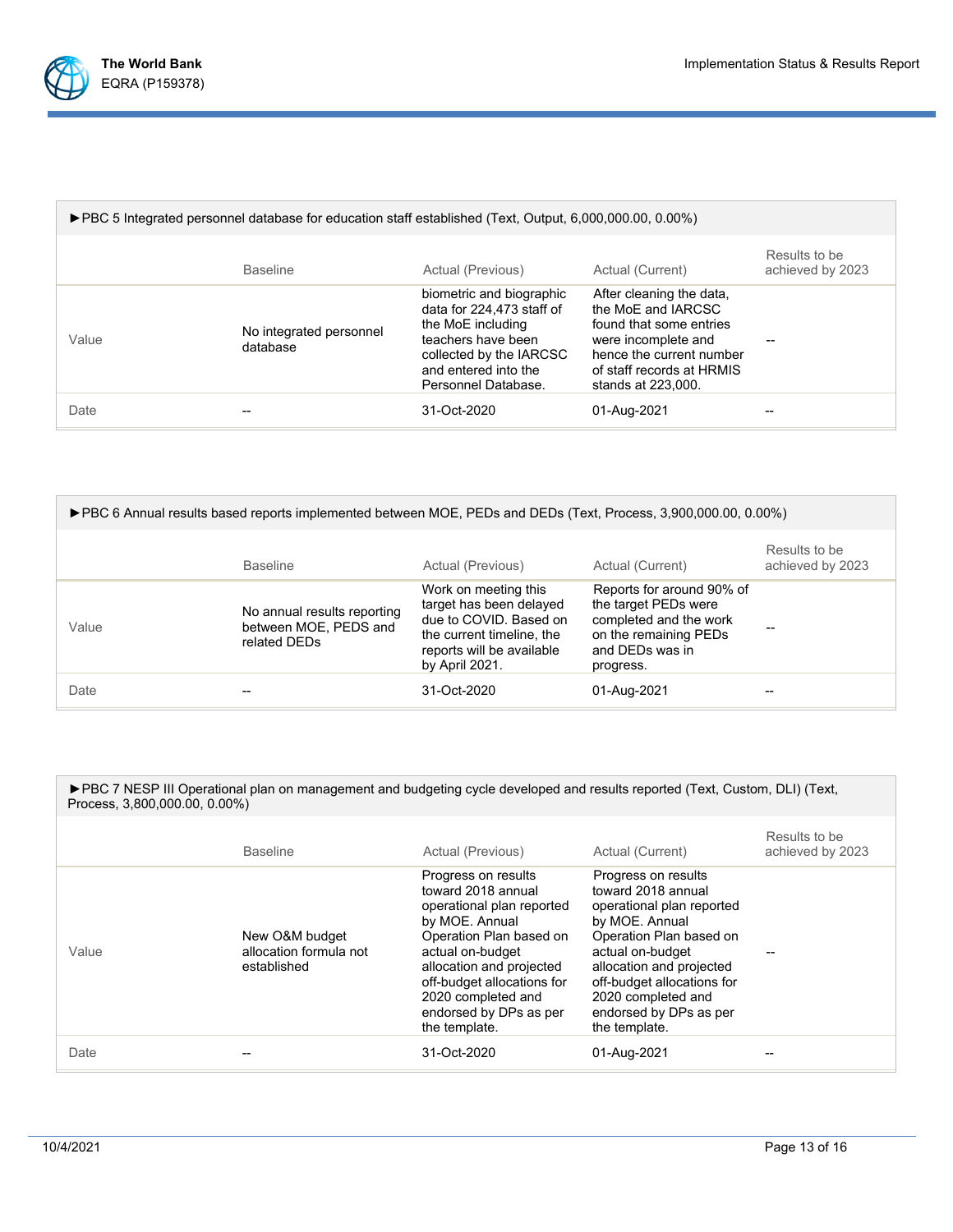►PBC 5 Integrated personnel database for education staff established (Text, Output, 6,000,000.00, 0.00%)

| | Baseline | Actual (Previous) | Actual (Current) | Results to be achieved by 2023 |
|---|---|---|---|---|
| Value | No integrated personnel database | biometric and biographic data for 224,473 staff of the MoE including teachers have been collected by the IARCSC and entered into the Personnel Database. | After cleaning the data, the MoE and IARCSC found that some entries were incomplete and hence the current number of staff records at HRMIS stands at 223,000. | -- |
| Date | -- | 31-Oct-2020 | 01-Aug-2021 | -- |

►PBC 6 Annual results based reports implemented between MOE, PEDs and DEDs (Text, Process, 3,900,000.00, 0.00%)

| | Baseline | Actual (Previous) | Actual (Current) | Results to be achieved by 2023 |
|---|---|---|---|---|
| Value | No annual results reporting between MOE, PEDS and related DEDs | Work on meeting this target has been delayed due to COVID. Based on the current timeline, the reports will be available by April 2021. | Reports for around 90% of the target PEDs were completed and the work on the remaining PEDs and DEDs was in progress. | -- |
| Date | -- | 31-Oct-2020 | 01-Aug-2021 | -- |

►PBC 7 NESP III Operational plan on management and budgeting cycle developed and results reported (Text, Custom, DLI) (Text, Process, 3,800,000.00, 0.00%)

| | Baseline | Actual (Previous) | Actual (Current) | Results to be achieved by 2023 |
|---|---|---|---|---|
| Value | New O&M budget allocation formula not established | Progress on results toward 2018 annual operational plan reported by MOE. Annual Operation Plan based on actual on-budget allocation and projected off-budget allocations for 2020 completed and endorsed by DPs as per the template. | Progress on results toward 2018 annual operational plan reported by MOE. Annual Operation Plan based on actual on-budget allocation and projected off-budget allocations for 2020 completed and endorsed by DPs as per the template. | -- |
| Date | -- | 31-Oct-2020 | 01-Aug-2021 | -- |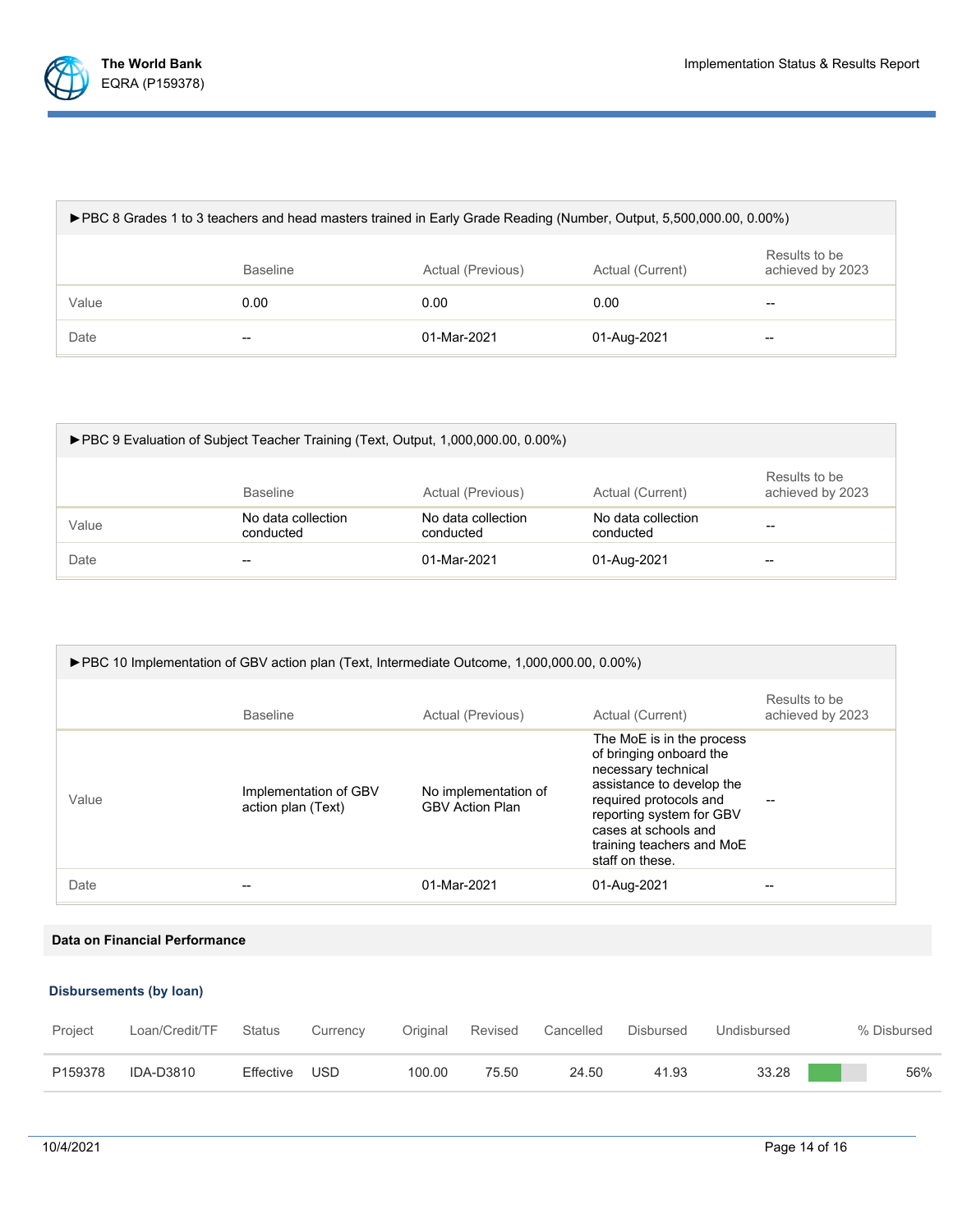| ►PBC 8 Grades 1 to 3 teachers and head masters trained in Early Grade Reading (Number, Output, 5,500,000.00, 0.00%) | | | | |
|---|---|---|---|---|
| | Baseline | Actual (Previous) | Actual (Current) | Results to be achieved by 2023 |
| Value | 0.00 | 0.00 | 0.00 | -- |
| Date | -- | 01-Mar-2021 | 01-Aug-2021 | -- |

| ►PBC 9 Evaluation of Subject Teacher Training (Text, Output, 1,000,000.00, 0.00%) | | | | |
|---|---|---|---|---|
| | Baseline | Actual (Previous) | Actual (Current) | Results to be achieved by 2023 |
| Value | No data collection conducted | No data collection conducted | No data collection conducted | -- |
| Date | -- | 01-Mar-2021 | 01-Aug-2021 | -- |

| ►PBC 10 Implementation of GBV action plan (Text, Intermediate Outcome, 1,000,000.00, 0.00%) | | | | |
|---|---|---|---|---|
| | Baseline | Actual (Previous) | Actual (Current) | Results to be achieved by 2023 |
| Value | Implementation of GBV action plan (Text) | No implementation of GBV Action Plan | The MoE is in the process of bringing onboard the necessary technical assistance to develop the required protocols and reporting system for GBV cases at schools and training teachers and MoE staff on these. | -- |
| Date | -- | 01-Mar-2021 | 01-Aug-2021 | -- |

## Data on Financial Performance

### Disbursements (by loan)

| Project | Loan/Credit/TF | Status | Currency | Original | Revised | Cancelled | Disbursed | Undisbursed | % Disbursed |
|---|---|---|---|---|---|---|---|---|---|
| P159378 | IDA-D3810 | Effective | USD | 100.00 | 75.50 | 24.50 | 41.93 | 33.28 | 56% |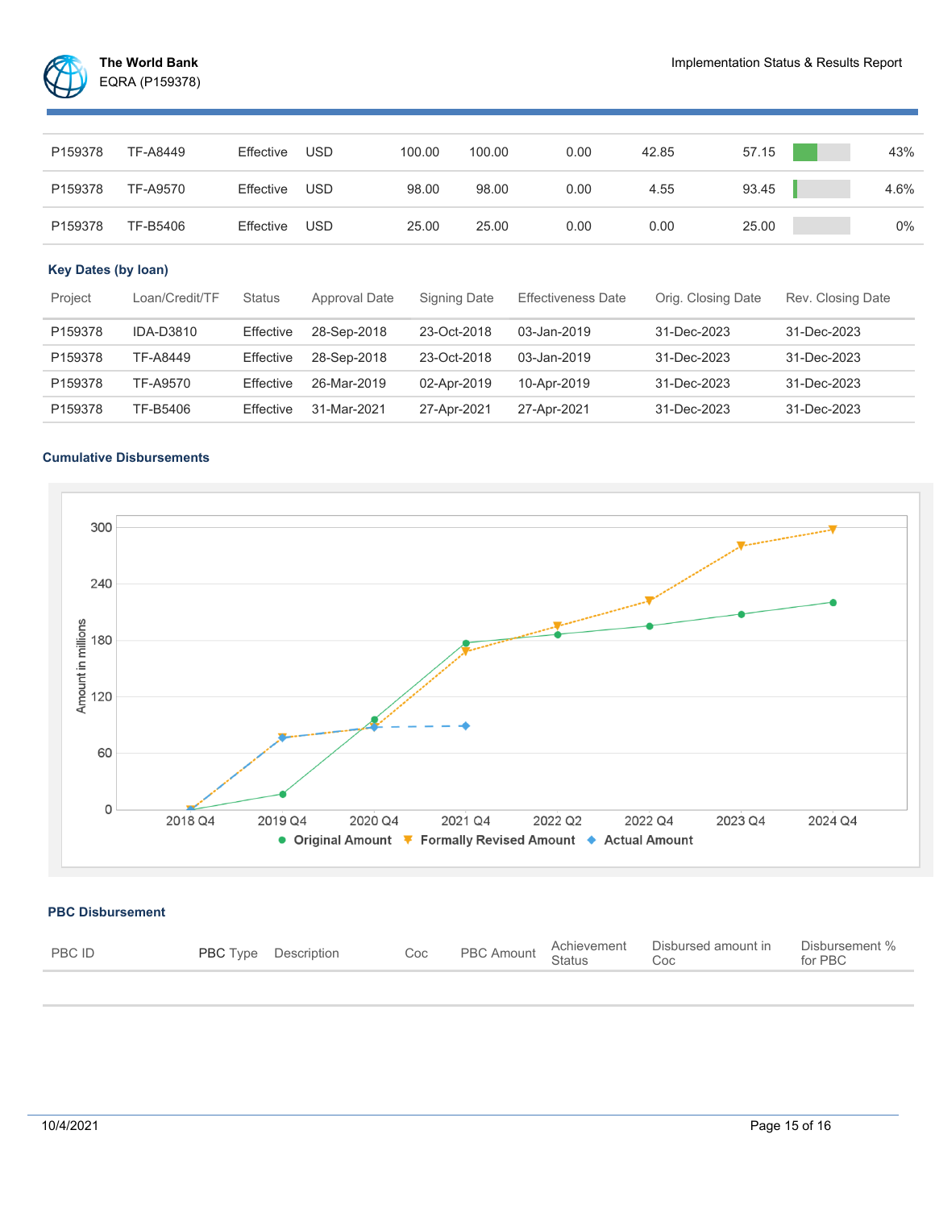| | | | | | | | | | |
|---|---|---|---|---|---|---|---|---|---|
| P159378 | TF-A8449 | Effective | USD | 100.00 | 100.00 | 0.00 | 42.85 | 57.15 | 43% |
| P159378 | TF-A9570 | Effective | USD | 98.00 | 98.00 | 0.00 | 4.55 | 93.45 | 4.6% |
| P159378 | TF-B5406 | Effective | USD | 25.00 | 25.00 | 0.00 | 0.00 | 25.00 | 0% |

### Key Dates (by loan)

| Project | Loan/Credit/TF | Status | Approval Date | Signing Date | Effectiveness Date | Orig. Closing Date | Rev. Closing Date |
|---|---|---|---|---|---|---|---|
| P159378 | IDA-D3810 | Effective | 28-Sep-2018 | 23-Oct-2018 | 03-Jan-2019 | 31-Dec-2023 | 31-Dec-2023 |
| P159378 | TF-A8449 | Effective | 28-Sep-2018 | 23-Oct-2018 | 03-Jan-2019 | 31-Dec-2023 | 31-Dec-2023 |
| P159378 | TF-A9570 | Effective | 26-Mar-2019 | 02-Apr-2019 | 10-Apr-2019 | 31-Dec-2023 | 31-Dec-2023 |
| P159378 | TF-B5406 | Effective | 31-Mar-2021 | 27-Apr-2021 | 27-Apr-2021 | 31-Dec-2023 | 31-Dec-2023 |

### Cumulative Disbursements

### PBC Disbursement

| PBC ID | PBC Type | Description | Coc | PBC Amount | Achievement Status | Disbursed amount in Coc | Disbursement % for PBC |
|---|---|---|---|---|---|---|---|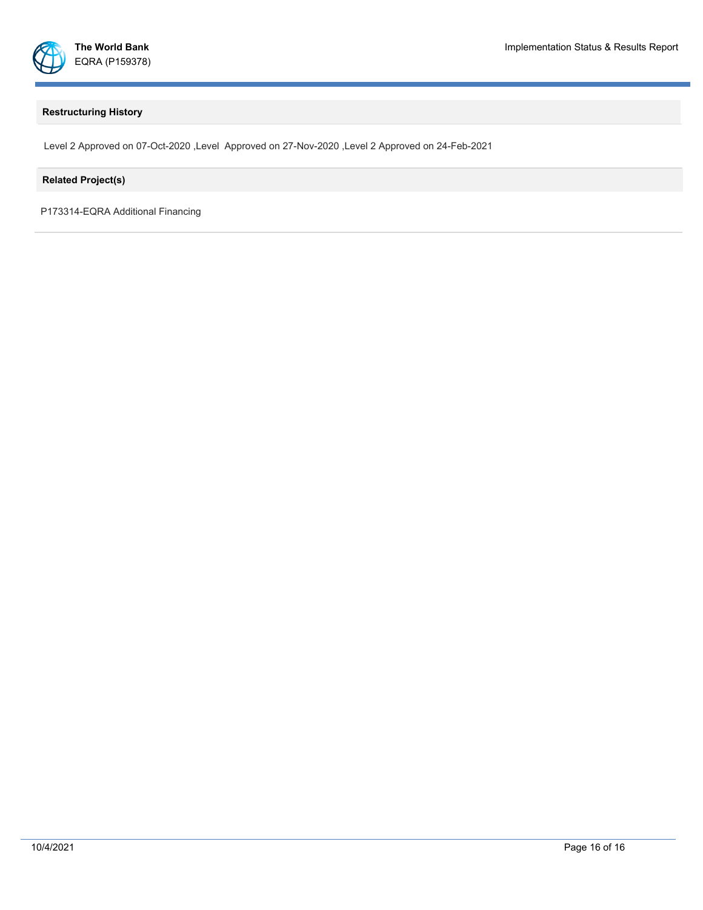### Restructuring History

Level 2 Approved on 07-Oct-2020 ,Level  Approved on 27-Nov-2020 ,Level 2 Approved on 24-Feb-2021

### Related Project(s)

P173314-EQRA Additional Financing